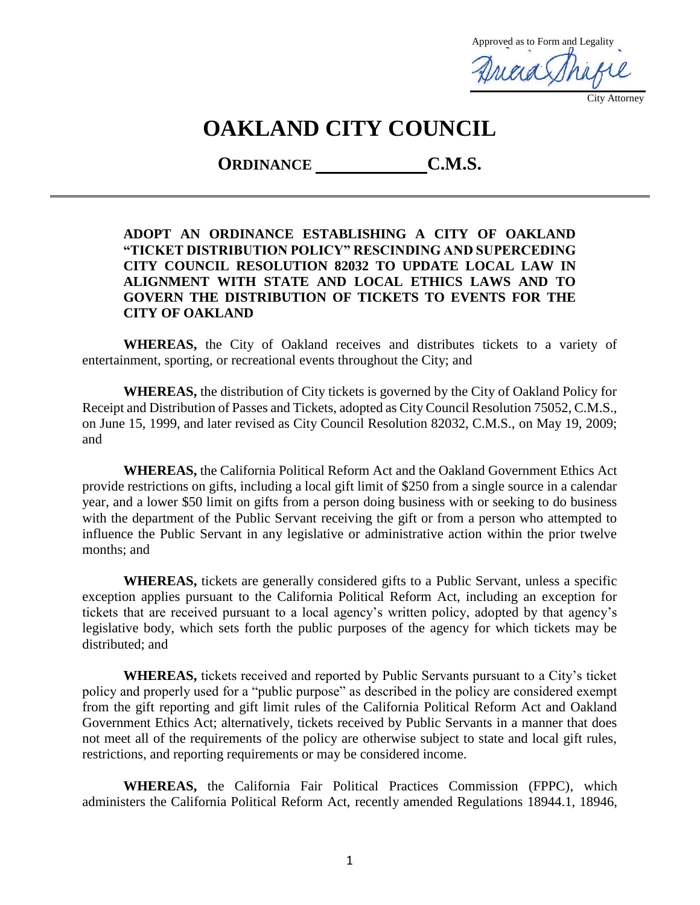Approved as to Form and Legality

City Attorney

# OAKLAND CITY COUNCIL

## ORDINANCE ____________ C.M.S.

**ADOPT AN ORDINANCE ESTABLISHING A CITY OF OAKLAND "TICKET DISTRIBUTION POLICY" RESCINDING AND SUPERCEDING CITY COUNCIL RESOLUTION 82032 TO UPDATE LOCAL LAW IN ALIGNMENT WITH STATE AND LOCAL ETHICS LAWS AND TO GOVERN THE DISTRIBUTION OF TICKETS TO EVENTS FOR THE CITY OF OAKLAND**

**WHEREAS,** the City of Oakland receives and distributes tickets to a variety of entertainment, sporting, or recreational events throughout the City; and

**WHEREAS,** the distribution of City tickets is governed by the City of Oakland Policy for Receipt and Distribution of Passes and Tickets, adopted as City Council Resolution 75052, C.M.S., on June 15, 1999, and later revised as City Council Resolution 82032, C.M.S., on May 19, 2009; and

**WHEREAS,** the California Political Reform Act and the Oakland Government Ethics Act provide restrictions on gifts, including a local gift limit of $250 from a single source in a calendar year, and a lower $50 limit on gifts from a person doing business with or seeking to do business with the department of the Public Servant receiving the gift or from a person who attempted to influence the Public Servant in any legislative or administrative action within the prior twelve months; and

**WHEREAS,** tickets are generally considered gifts to a Public Servant, unless a specific exception applies pursuant to the California Political Reform Act, including an exception for tickets that are received pursuant to a local agency's written policy, adopted by that agency's legislative body, which sets forth the public purposes of the agency for which tickets may be distributed; and

**WHEREAS,** tickets received and reported by Public Servants pursuant to a City's ticket policy and properly used for a "public purpose" as described in the policy are considered exempt from the gift reporting and gift limit rules of the California Political Reform Act and Oakland Government Ethics Act; alternatively, tickets received by Public Servants in a manner that does not meet all of the requirements of the policy are otherwise subject to state and local gift rules, restrictions, and reporting requirements or may be considered income.

**WHEREAS,** the California Fair Political Practices Commission (FPPC), which administers the California Political Reform Act, recently amended Regulations 18944.1, 18946,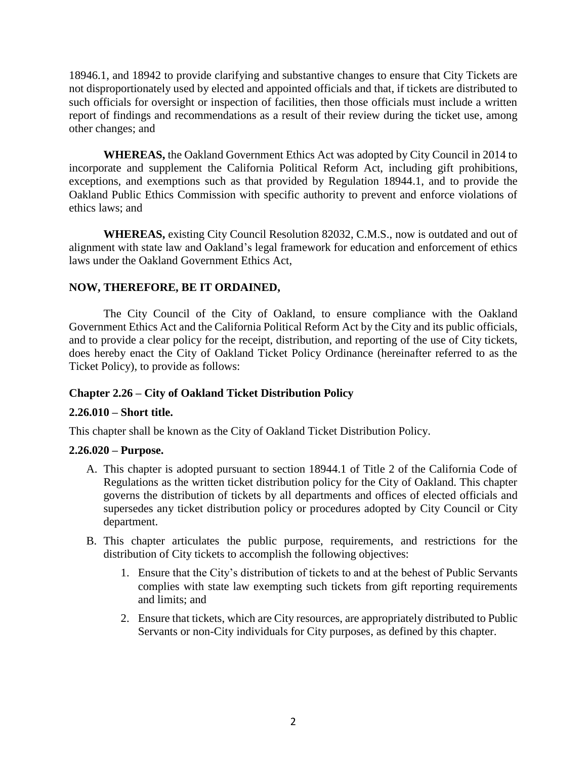18946.1, and 18942 to provide clarifying and substantive changes to ensure that City Tickets are not disproportionately used by elected and appointed officials and that, if tickets are distributed to such officials for oversight or inspection of facilities, then those officials must include a written report of findings and recommendations as a result of their review during the ticket use, among other changes; and

**WHEREAS,** the Oakland Government Ethics Act was adopted by City Council in 2014 to incorporate and supplement the California Political Reform Act, including gift prohibitions, exceptions, and exemptions such as that provided by Regulation 18944.1, and to provide the Oakland Public Ethics Commission with specific authority to prevent and enforce violations of ethics laws; and

**WHEREAS,** existing City Council Resolution 82032, C.M.S., now is outdated and out of alignment with state law and Oakland's legal framework for education and enforcement of ethics laws under the Oakland Government Ethics Act,

**NOW, THEREFORE, BE IT ORDAINED,**

The City Council of the City of Oakland, to ensure compliance with the Oakland Government Ethics Act and the California Political Reform Act by the City and its public officials, and to provide a clear policy for the receipt, distribution, and reporting of the use of City tickets, does hereby enact the City of Oakland Ticket Policy Ordinance (hereinafter referred to as the Ticket Policy), to provide as follows:

### Chapter 2.26 – City of Oakland Ticket Distribution Policy

#### 2.26.010 – Short title.

This chapter shall be known as the City of Oakland Ticket Distribution Policy.

#### 2.26.020 – Purpose.

A. This chapter is adopted pursuant to section 18944.1 of Title 2 of the California Code of Regulations as the written ticket distribution policy for the City of Oakland. This chapter governs the distribution of tickets by all departments and offices of elected officials and supersedes any ticket distribution policy or procedures adopted by City Council or City department.

B. This chapter articulates the public purpose, requirements, and restrictions for the distribution of City tickets to accomplish the following objectives:

   1. Ensure that the City's distribution of tickets to and at the behest of Public Servants complies with state law exempting such tickets from gift reporting requirements and limits; and

   2. Ensure that tickets, which are City resources, are appropriately distributed to Public Servants or non-City individuals for City purposes, as defined by this chapter.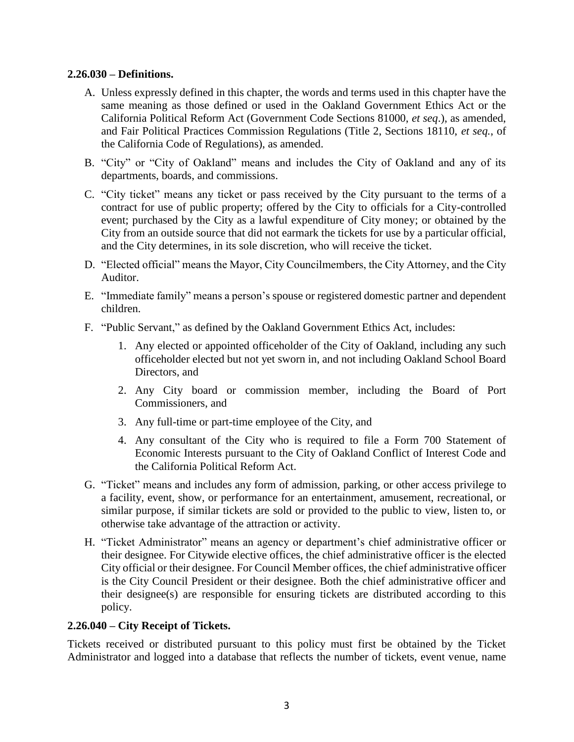**2.26.030 – Definitions.**

A. Unless expressly defined in this chapter, the words and terms used in this chapter have the same meaning as those defined or used in the Oakland Government Ethics Act or the California Political Reform Act (Government Code Sections 81000, *et seq*.), as amended, and Fair Political Practices Commission Regulations (Title 2, Sections 18110, *et seq.*, of the California Code of Regulations), as amended.

B. "City" or "City of Oakland" means and includes the City of Oakland and any of its departments, boards, and commissions.

C. "City ticket" means any ticket or pass received by the City pursuant to the terms of a contract for use of public property; offered by the City to officials for a City-controlled event; purchased by the City as a lawful expenditure of City money; or obtained by the City from an outside source that did not earmark the tickets for use by a particular official, and the City determines, in its sole discretion, who will receive the ticket.

D. "Elected official" means the Mayor, City Councilmembers, the City Attorney, and the City Auditor.

E. "Immediate family" means a person's spouse or registered domestic partner and dependent children.

F. "Public Servant," as defined by the Oakland Government Ethics Act, includes:

   1. Any elected or appointed officeholder of the City of Oakland, including any such officeholder elected but not yet sworn in, and not including Oakland School Board Directors, and
   2. Any City board or commission member, including the Board of Port Commissioners, and
   3. Any full-time or part-time employee of the City, and
   4. Any consultant of the City who is required to file a Form 700 Statement of Economic Interests pursuant to the City of Oakland Conflict of Interest Code and the California Political Reform Act.

G. "Ticket" means and includes any form of admission, parking, or other access privilege to a facility, event, show, or performance for an entertainment, amusement, recreational, or similar purpose, if similar tickets are sold or provided to the public to view, listen to, or otherwise take advantage of the attraction or activity.

H. "Ticket Administrator" means an agency or department's chief administrative officer or their designee. For Citywide elective offices, the chief administrative officer is the elected City official or their designee. For Council Member offices, the chief administrative officer is the City Council President or their designee. Both the chief administrative officer and their designee(s) are responsible for ensuring tickets are distributed according to this policy.

**2.26.040 – City Receipt of Tickets.**

Tickets received or distributed pursuant to this policy must first be obtained by the Ticket Administrator and logged into a database that reflects the number of tickets, event venue, name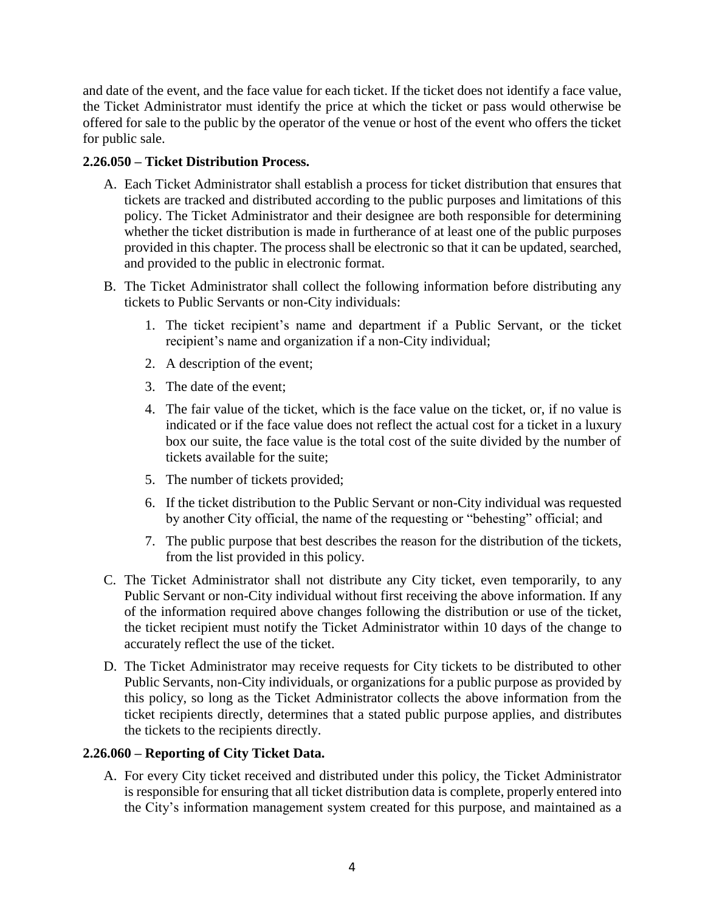and date of the event, and the face value for each ticket. If the ticket does not identify a face value, the Ticket Administrator must identify the price at which the ticket or pass would otherwise be offered for sale to the public by the operator of the venue or host of the event who offers the ticket for public sale.

**2.26.050 – Ticket Distribution Process.**

A. Each Ticket Administrator shall establish a process for ticket distribution that ensures that tickets are tracked and distributed according to the public purposes and limitations of this policy. The Ticket Administrator and their designee are both responsible for determining whether the ticket distribution is made in furtherance of at least one of the public purposes provided in this chapter. The process shall be electronic so that it can be updated, searched, and provided to the public in electronic format.

B. The Ticket Administrator shall collect the following information before distributing any tickets to Public Servants or non-City individuals:

   1. The ticket recipient's name and department if a Public Servant, or the ticket recipient's name and organization if a non-City individual;
   2. A description of the event;
   3. The date of the event;
   4. The fair value of the ticket, which is the face value on the ticket, or, if no value is indicated or if the face value does not reflect the actual cost for a ticket in a luxury box our suite, the face value is the total cost of the suite divided by the number of tickets available for the suite;
   5. The number of tickets provided;
   6. If the ticket distribution to the Public Servant or non-City individual was requested by another City official, the name of the requesting or "behesting" official; and
   7. The public purpose that best describes the reason for the distribution of the tickets, from the list provided in this policy.

C. The Ticket Administrator shall not distribute any City ticket, even temporarily, to any Public Servant or non-City individual without first receiving the above information. If any of the information required above changes following the distribution or use of the ticket, the ticket recipient must notify the Ticket Administrator within 10 days of the change to accurately reflect the use of the ticket.

D. The Ticket Administrator may receive requests for City tickets to be distributed to other Public Servants, non-City individuals, or organizations for a public purpose as provided by this policy, so long as the Ticket Administrator collects the above information from the ticket recipients directly, determines that a stated public purpose applies, and distributes the tickets to the recipients directly.

**2.26.060 – Reporting of City Ticket Data.**

A. For every City ticket received and distributed under this policy, the Ticket Administrator is responsible for ensuring that all ticket distribution data is complete, properly entered into the City's information management system created for this purpose, and maintained as a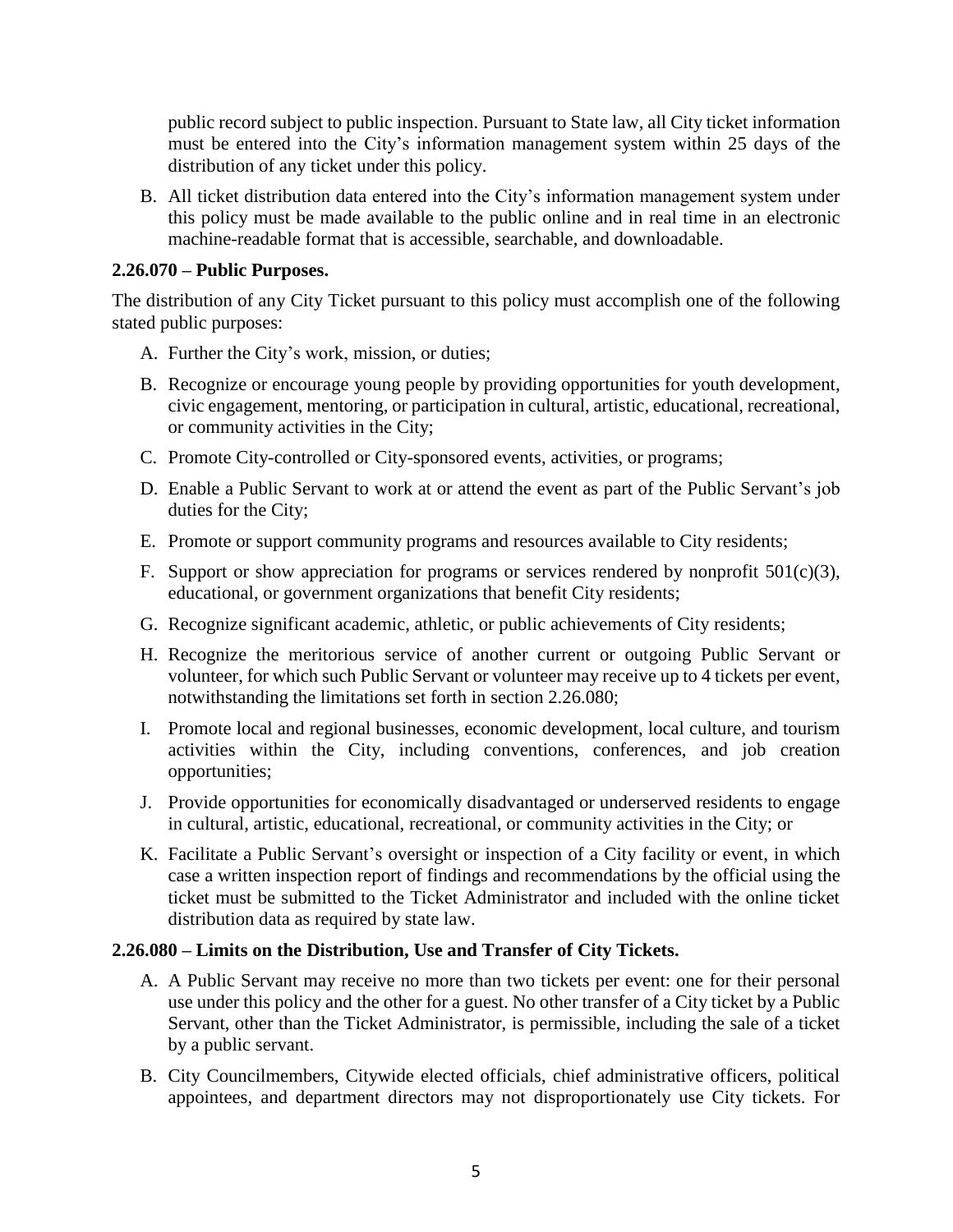public record subject to public inspection. Pursuant to State law, all City ticket information must be entered into the City's information management system within 25 days of the distribution of any ticket under this policy.

B. All ticket distribution data entered into the City's information management system under this policy must be made available to the public online and in real time in an electronic machine-readable format that is accessible, searchable, and downloadable.

**2.26.070 – Public Purposes.**

The distribution of any City Ticket pursuant to this policy must accomplish one of the following stated public purposes:

A. Further the City's work, mission, or duties;

B. Recognize or encourage young people by providing opportunities for youth development, civic engagement, mentoring, or participation in cultural, artistic, educational, recreational, or community activities in the City;

C. Promote City-controlled or City-sponsored events, activities, or programs;

D. Enable a Public Servant to work at or attend the event as part of the Public Servant's job duties for the City;

E. Promote or support community programs and resources available to City residents;

F. Support or show appreciation for programs or services rendered by nonprofit 501(c)(3), educational, or government organizations that benefit City residents;

G. Recognize significant academic, athletic, or public achievements of City residents;

H. Recognize the meritorious service of another current or outgoing Public Servant or volunteer, for which such Public Servant or volunteer may receive up to 4 tickets per event, notwithstanding the limitations set forth in section 2.26.080;

I. Promote local and regional businesses, economic development, local culture, and tourism activities within the City, including conventions, conferences, and job creation opportunities;

J. Provide opportunities for economically disadvantaged or underserved residents to engage in cultural, artistic, educational, recreational, or community activities in the City; or

K. Facilitate a Public Servant's oversight or inspection of a City facility or event, in which case a written inspection report of findings and recommendations by the official using the ticket must be submitted to the Ticket Administrator and included with the online ticket distribution data as required by state law.

**2.26.080 – Limits on the Distribution, Use and Transfer of City Tickets.**

A. A Public Servant may receive no more than two tickets per event: one for their personal use under this policy and the other for a guest. No other transfer of a City ticket by a Public Servant, other than the Ticket Administrator, is permissible, including the sale of a ticket by a public servant.

B. City Councilmembers, Citywide elected officials, chief administrative officers, political appointees, and department directors may not disproportionately use City tickets. For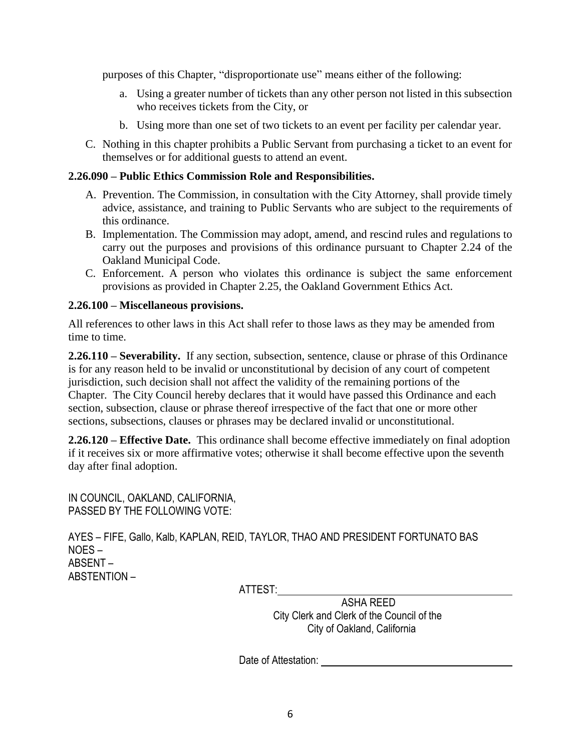purposes of this Chapter, "disproportionate use" means either of the following:

a. Using a greater number of tickets than any other person not listed in this subsection who receives tickets from the City, or

b. Using more than one set of two tickets to an event per facility per calendar year.

C. Nothing in this chapter prohibits a Public Servant from purchasing a ticket to an event for themselves or for additional guests to attend an event.

**2.26.090 – Public Ethics Commission Role and Responsibilities.**

A. Prevention. The Commission, in consultation with the City Attorney, shall provide timely advice, assistance, and training to Public Servants who are subject to the requirements of this ordinance.

B. Implementation. The Commission may adopt, amend, and rescind rules and regulations to carry out the purposes and provisions of this ordinance pursuant to Chapter 2.24 of the Oakland Municipal Code.

C. Enforcement. A person who violates this ordinance is subject the same enforcement provisions as provided in Chapter 2.25, the Oakland Government Ethics Act.

**2.26.100 – Miscellaneous provisions.**

All references to other laws in this Act shall refer to those laws as they may be amended from time to time.

**2.26.110 – Severability.** If any section, subsection, sentence, clause or phrase of this Ordinance is for any reason held to be invalid or unconstitutional by decision of any court of competent jurisdiction, such decision shall not affect the validity of the remaining portions of the Chapter. The City Council hereby declares that it would have passed this Ordinance and each section, subsection, clause or phrase thereof irrespective of the fact that one or more other sections, subsections, clauses or phrases may be declared invalid or unconstitutional.

**2.26.120 – Effective Date.** This ordinance shall become effective immediately on final adoption if it receives six or more affirmative votes; otherwise it shall become effective upon the seventh day after final adoption.

IN COUNCIL, OAKLAND, CALIFORNIA,
PASSED BY THE FOLLOWING VOTE:

AYES – FIFE, Gallo, Kalb, KAPLAN, REID, TAYLOR, THAO AND PRESIDENT FORTUNATO BAS
NOES –
ABSENT –
ABSTENTION –

ATTEST: ______________________________

ASHA REED
City Clerk and Clerk of the Council of the
City of Oakland, California

Date of Attestation: ______________________________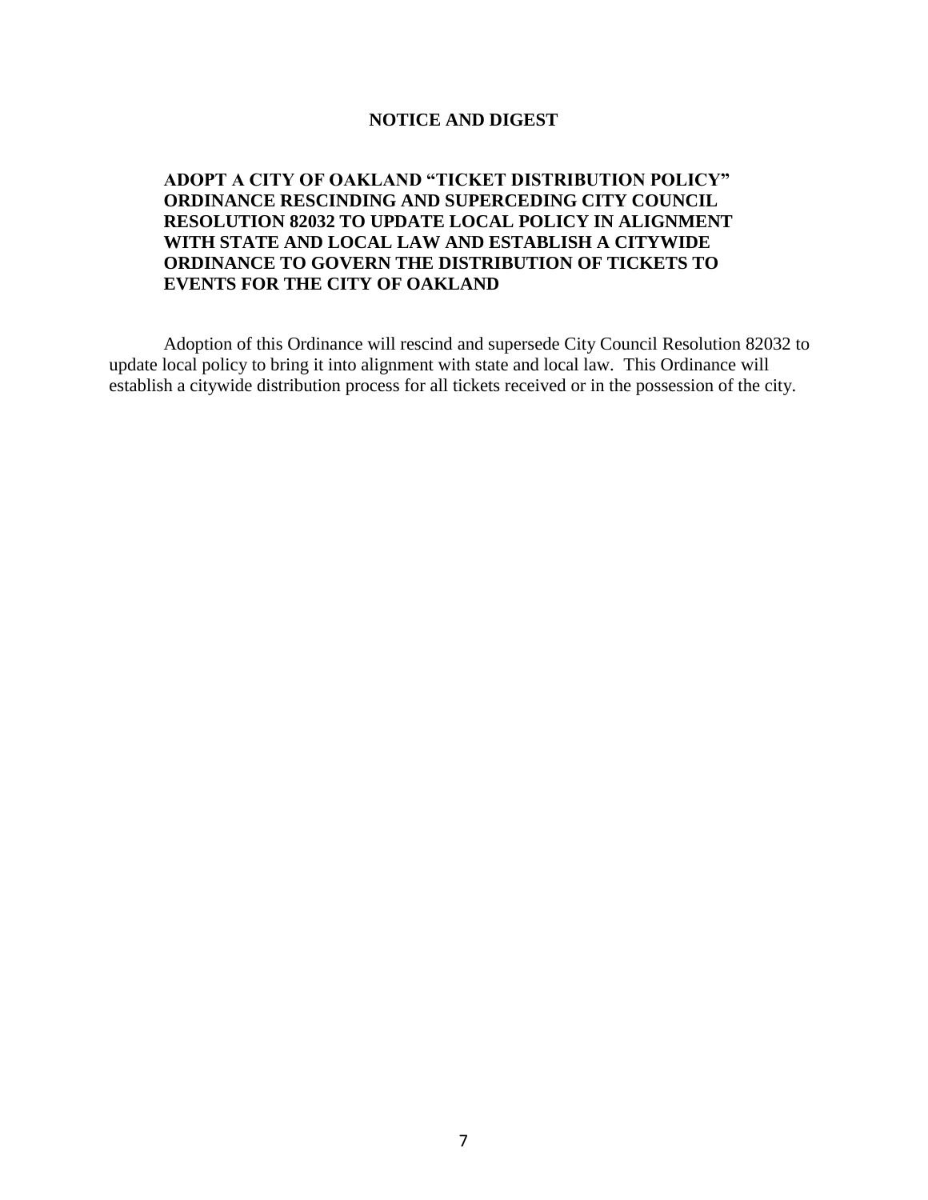# NOTICE AND DIGEST

**ADOPT A CITY OF OAKLAND "TICKET DISTRIBUTION POLICY" ORDINANCE RESCINDING AND SUPERCEDING CITY COUNCIL RESOLUTION 82032 TO UPDATE LOCAL POLICY IN ALIGNMENT WITH STATE AND LOCAL LAW AND ESTABLISH A CITYWIDE ORDINANCE TO GOVERN THE DISTRIBUTION OF TICKETS TO EVENTS FOR THE CITY OF OAKLAND**

Adoption of this Ordinance will rescind and supersede City Council Resolution 82032 to update local policy to bring it into alignment with state and local law. This Ordinance will establish a citywide distribution process for all tickets received or in the possession of the city.